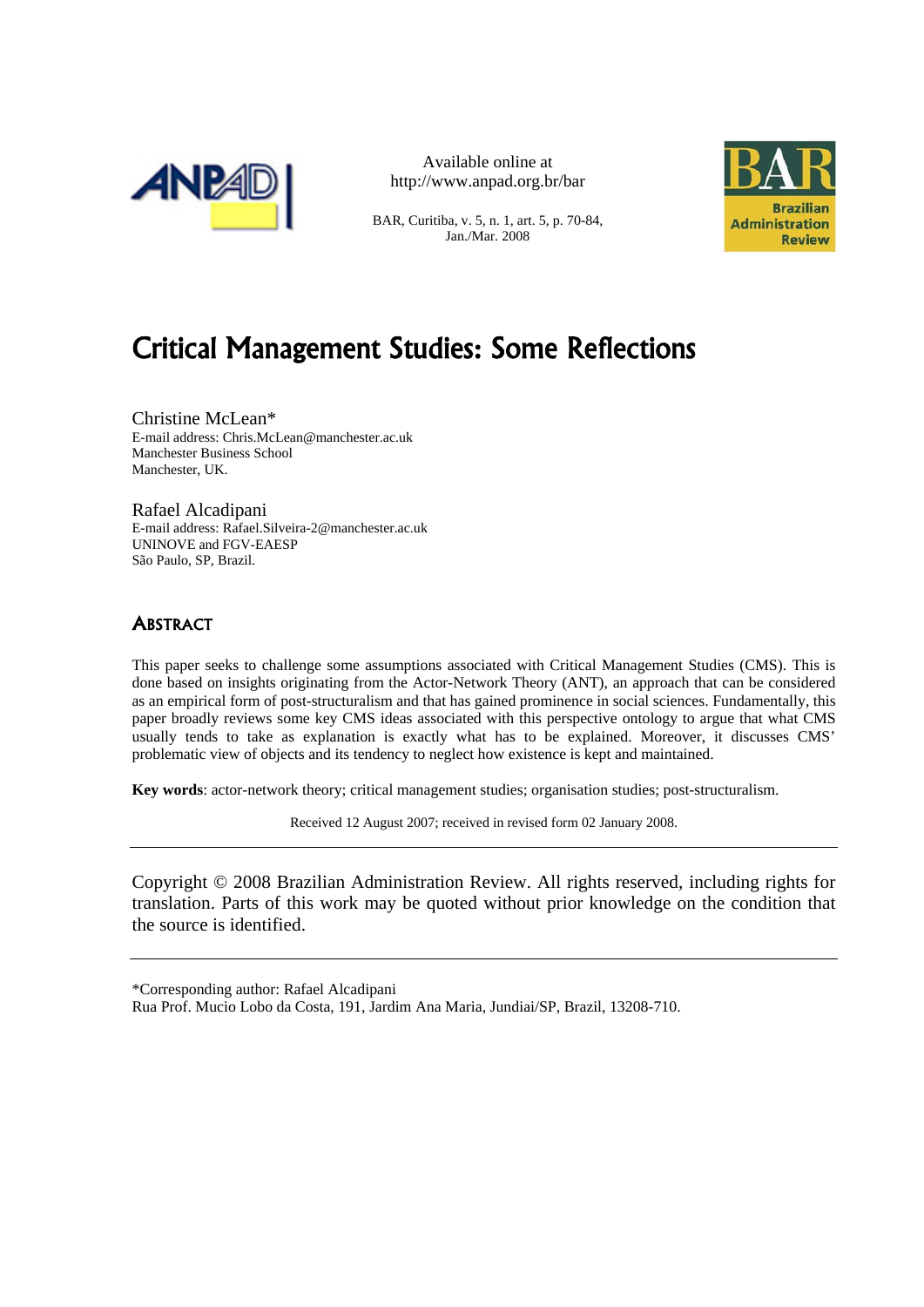Available online at
http://www.anpad.org.br/bar

BAR, Curitiba, v. 5, n. 1, art. 5, p. 70-84, Jan./Mar. 2008

# Critical Management Studies: Some Reflections

Christine McLean*
E-mail address: Chris.McLean@manchester.ac.uk
Manchester Business School
Manchester, UK.

Rafael Alcadipani
E-mail address: Rafael.Silveira-2@manchester.ac.uk
UNINOVE and FGV-EAESP
São Paulo, SP, Brazil.

## Abstract

This paper seeks to challenge some assumptions associated with Critical Management Studies (CMS). This is done based on insights originating from the Actor-Network Theory (ANT), an approach that can be considered as an empirical form of post-structuralism and that has gained prominence in social sciences. Fundamentally, this paper broadly reviews some key CMS ideas associated with this perspective ontology to argue that what CMS usually tends to take as explanation is exactly what has to be explained. Moreover, it discusses CMS' problematic view of objects and its tendency to neglect how existence is kept and maintained.

**Key words**: actor-network theory; critical management studies; organisation studies; post-structuralism.

Received 12 August 2007; received in revised form 02 January 2008.

---

Copyright © 2008 Brazilian Administration Review. All rights reserved, including rights for translation. Parts of this work may be quoted without prior knowledge on the condition that the source is identified.

---

*Corresponding author: Rafael Alcadipani
Rua Prof. Mucio Lobo da Costa, 191, Jardim Ana Maria, Jundiai/SP, Brazil, 13208-710.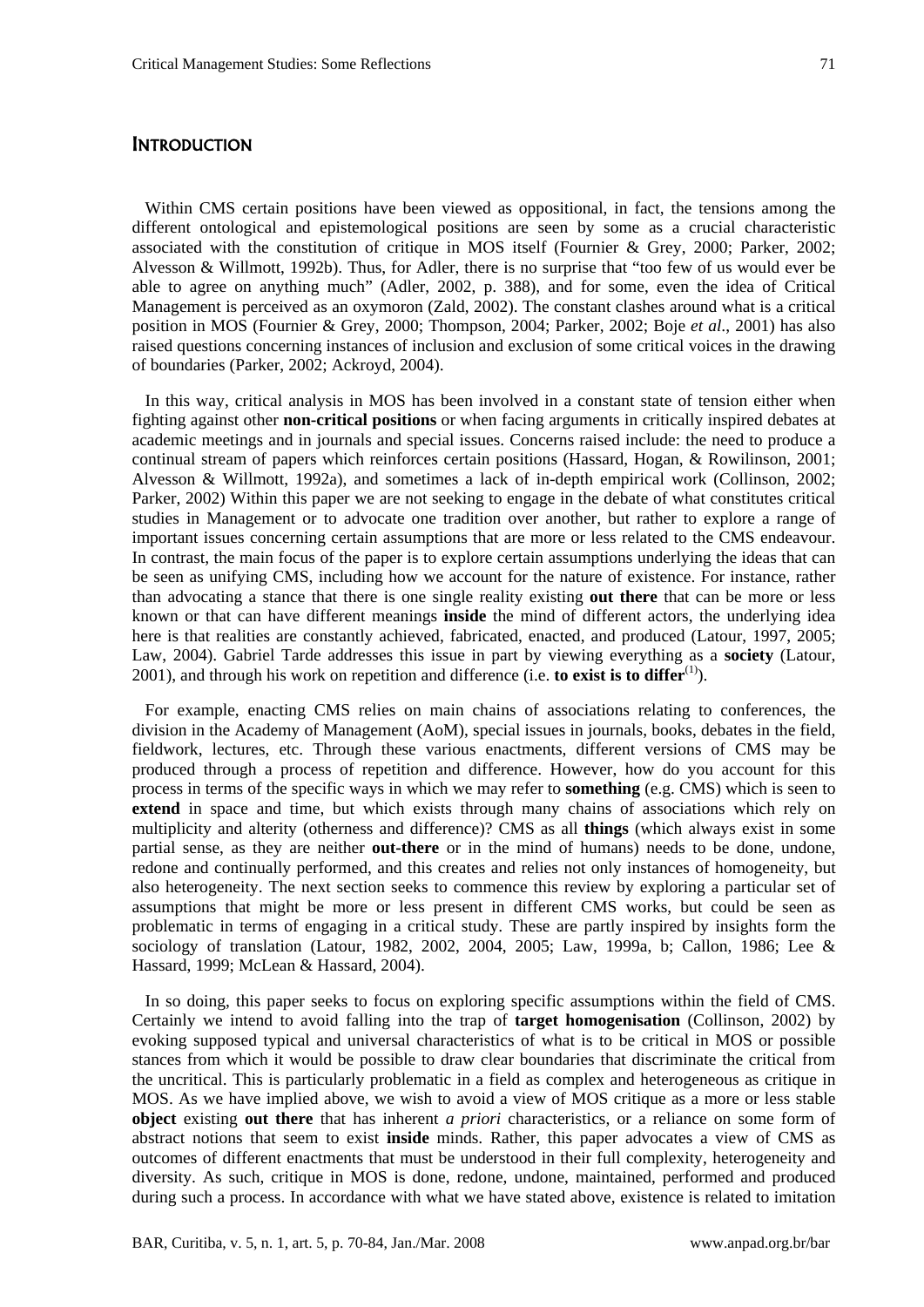## INTRODUCTION

Within CMS certain positions have been viewed as oppositional, in fact, the tensions among the different ontological and epistemological positions are seen by some as a crucial characteristic associated with the constitution of critique in MOS itself (Fournier & Grey, 2000; Parker, 2002; Alvesson & Willmott, 1992b). Thus, for Adler, there is no surprise that "too few of us would ever be able to agree on anything much" (Adler, 2002, p. 388), and for some, even the idea of Critical Management is perceived as an oxymoron (Zald, 2002). The constant clashes around what is a critical position in MOS (Fournier & Grey, 2000; Thompson, 2004; Parker, 2002; Boje *et al*., 2001) has also raised questions concerning instances of inclusion and exclusion of some critical voices in the drawing of boundaries (Parker, 2002; Ackroyd, 2004).

In this way, critical analysis in MOS has been involved in a constant state of tension either when fighting against other **non-critical positions** or when facing arguments in critically inspired debates at academic meetings and in journals and special issues. Concerns raised include: the need to produce a continual stream of papers which reinforces certain positions (Hassard, Hogan, & Rowilinson, 2001; Alvesson & Willmott, 1992a), and sometimes a lack of in-depth empirical work (Collinson, 2002; Parker, 2002) Within this paper we are not seeking to engage in the debate of what constitutes critical studies in Management or to advocate one tradition over another, but rather to explore a range of important issues concerning certain assumptions that are more or less related to the CMS endeavour. In contrast, the main focus of the paper is to explore certain assumptions underlying the ideas that can be seen as unifying CMS, including how we account for the nature of existence. For instance, rather than advocating a stance that there is one single reality existing **out there** that can be more or less known or that can have different meanings **inside** the mind of different actors, the underlying idea here is that realities are constantly achieved, fabricated, enacted, and produced (Latour, 1997, 2005; Law, 2004). Gabriel Tarde addresses this issue in part by viewing everything as a **society** (Latour, 2001), and through his work on repetition and difference (i.e. **to exist is to differ**[(1)]).

For example, enacting CMS relies on main chains of associations relating to conferences, the division in the Academy of Management (AoM), special issues in journals, books, debates in the field, fieldwork, lectures, etc. Through these various enactments, different versions of CMS may be produced through a process of repetition and difference. However, how do you account for this process in terms of the specific ways in which we may refer to **something** (e.g. CMS) which is seen to **extend** in space and time, but which exists through many chains of associations which rely on multiplicity and alterity (otherness and difference)? CMS as all **things** (which always exist in some partial sense, as they are neither **out-there** or in the mind of humans) needs to be done, undone, redone and continually performed, and this creates and relies not only instances of homogeneity, but also heterogeneity. The next section seeks to commence this review by exploring a particular set of assumptions that might be more or less present in different CMS works, but could be seen as problematic in terms of engaging in a critical study. These are partly inspired by insights form the sociology of translation (Latour, 1982, 2002, 2004, 2005; Law, 1999a, b; Callon, 1986; Lee & Hassard, 1999; McLean & Hassard, 2004).

In so doing, this paper seeks to focus on exploring specific assumptions within the field of CMS. Certainly we intend to avoid falling into the trap of **target homogenisation** (Collinson, 2002) by evoking supposed typical and universal characteristics of what is to be critical in MOS or possible stances from which it would be possible to draw clear boundaries that discriminate the critical from the uncritical. This is particularly problematic in a field as complex and heterogeneous as critique in MOS. As we have implied above, we wish to avoid a view of MOS critique as a more or less stable **object** existing **out there** that has inherent *a priori* characteristics, or a reliance on some form of abstract notions that seem to exist **inside** minds. Rather, this paper advocates a view of CMS as outcomes of different enactments that must be understood in their full complexity, heterogeneity and diversity. As such, critique in MOS is done, redone, undone, maintained, performed and produced during such a process. In accordance with what we have stated above, existence is related to imitation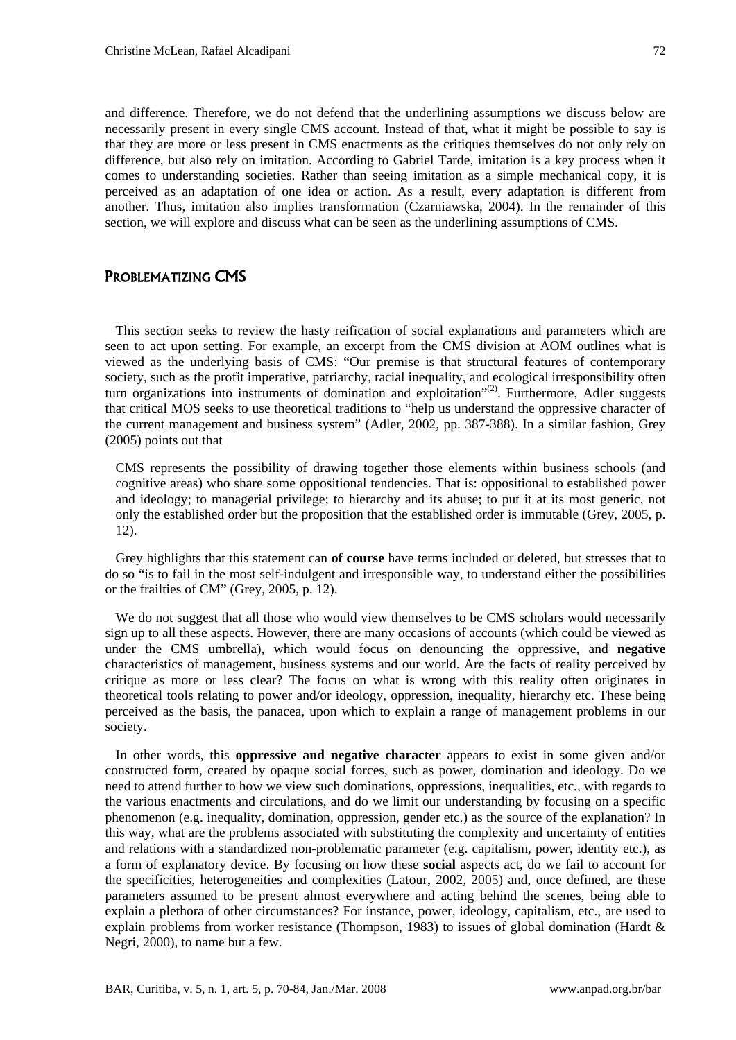and difference. Therefore, we do not defend that the underlining assumptions we discuss below are necessarily present in every single CMS account. Instead of that, what it might be possible to say is that they are more or less present in CMS enactments as the critiques themselves do not only rely on difference, but also rely on imitation. According to Gabriel Tarde, imitation is a key process when it comes to understanding societies. Rather than seeing imitation as a simple mechanical copy, it is perceived as an adaptation of one idea or action. As a result, every adaptation is different from another. Thus, imitation also implies transformation (Czarniawska, 2004). In the remainder of this section, we will explore and discuss what can be seen as the underlining assumptions of CMS.

## Problematizing CMS

This section seeks to review the hasty reification of social explanations and parameters which are seen to act upon setting. For example, an excerpt from the CMS division at AOM outlines what is viewed as the underlying basis of CMS: "Our premise is that structural features of contemporary society, such as the profit imperative, patriarchy, racial inequality, and ecological irresponsibility often turn organizations into instruments of domination and exploitation"[(2)]. Furthermore, Adler suggests that critical MOS seeks to use theoretical traditions to "help us understand the oppressive character of the current management and business system" (Adler, 2002, pp. 387-388). In a similar fashion, Grey (2005) points out that

> CMS represents the possibility of drawing together those elements within business schools (and cognitive areas) who share some oppositional tendencies. That is: oppositional to established power and ideology; to managerial privilege; to hierarchy and its abuse; to put it at its most generic, not only the established order but the proposition that the established order is immutable (Grey, 2005, p. 12).

Grey highlights that this statement can **of course** have terms included or deleted, but stresses that to do so "is to fail in the most self-indulgent and irresponsible way, to understand either the possibilities or the frailties of CM" (Grey, 2005, p. 12).

We do not suggest that all those who would view themselves to be CMS scholars would necessarily sign up to all these aspects. However, there are many occasions of accounts (which could be viewed as under the CMS umbrella), which would focus on denouncing the oppressive, and **negative** characteristics of management, business systems and our world. Are the facts of reality perceived by critique as more or less clear? The focus on what is wrong with this reality often originates in theoretical tools relating to power and/or ideology, oppression, inequality, hierarchy etc. These being perceived as the basis, the panacea, upon which to explain a range of management problems in our society.

In other words, this **oppressive and negative character** appears to exist in some given and/or constructed form, created by opaque social forces, such as power, domination and ideology. Do we need to attend further to how we view such dominations, oppressions, inequalities, etc., with regards to the various enactments and circulations, and do we limit our understanding by focusing on a specific phenomenon (e.g. inequality, domination, oppression, gender etc.) as the source of the explanation? In this way, what are the problems associated with substituting the complexity and uncertainty of entities and relations with a standardized non-problematic parameter (e.g. capitalism, power, identity etc.), as a form of explanatory device. By focusing on how these **social** aspects act, do we fail to account for the specificities, heterogeneities and complexities (Latour, 2002, 2005) and, once defined, are these parameters assumed to be present almost everywhere and acting behind the scenes, being able to explain a plethora of other circumstances? For instance, power, ideology, capitalism, etc., are used to explain problems from worker resistance (Thompson, 1983) to issues of global domination (Hardt & Negri, 2000), to name but a few.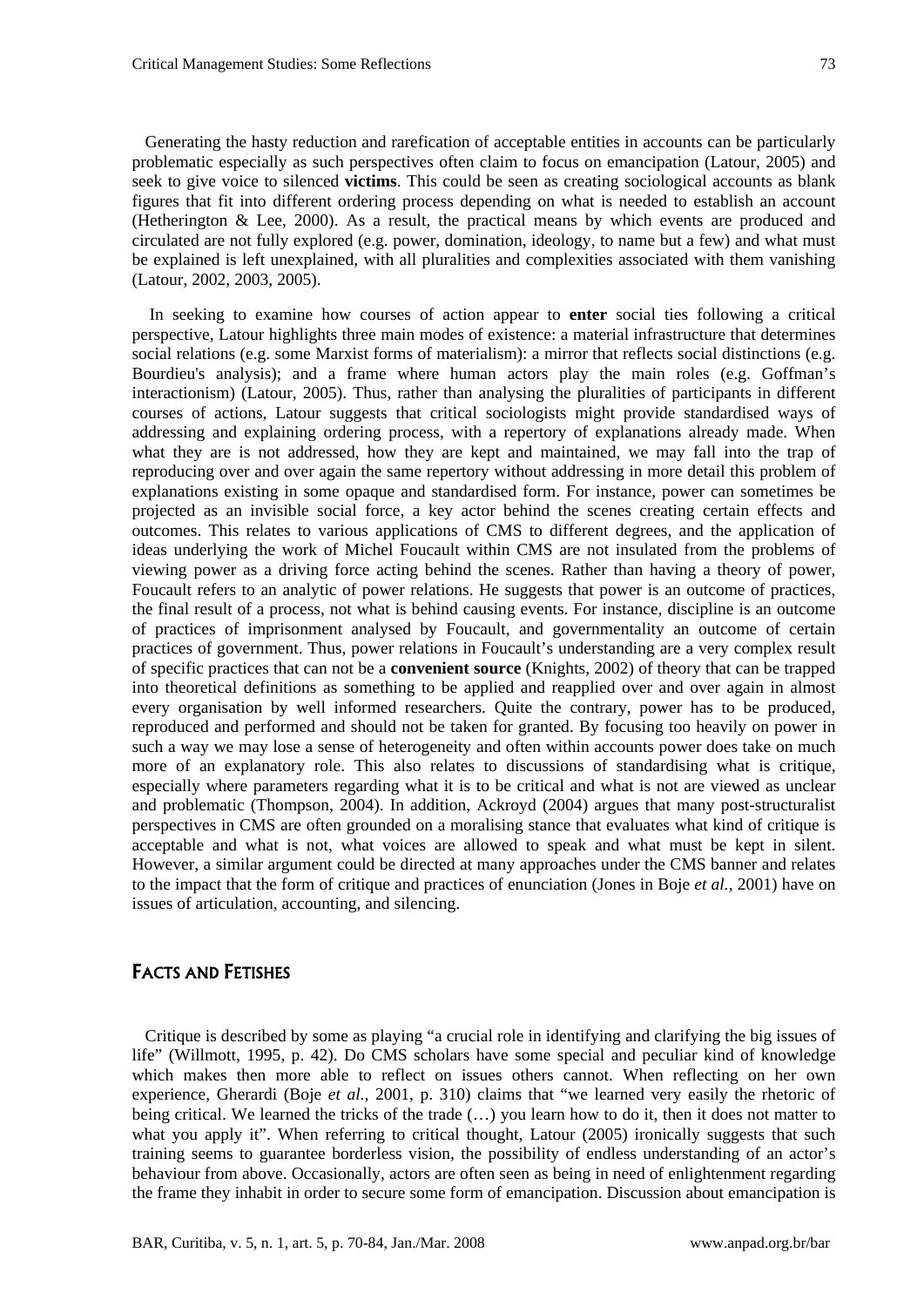Generating the hasty reduction and rarefication of acceptable entities in accounts can be particularly problematic especially as such perspectives often claim to focus on emancipation (Latour, 2005) and seek to give voice to silenced **victims**. This could be seen as creating sociological accounts as blank figures that fit into different ordering process depending on what is needed to establish an account (Hetherington & Lee, 2000). As a result, the practical means by which events are produced and circulated are not fully explored (e.g. power, domination, ideology, to name but a few) and what must be explained is left unexplained, with all pluralities and complexities associated with them vanishing (Latour, 2002, 2003, 2005).

In seeking to examine how courses of action appear to **enter** social ties following a critical perspective, Latour highlights three main modes of existence: a material infrastructure that determines social relations (e.g. some Marxist forms of materialism): a mirror that reflects social distinctions (e.g. Bourdieu's analysis); and a frame where human actors play the main roles (e.g. Goffman's interactionism) (Latour, 2005). Thus, rather than analysing the pluralities of participants in different courses of actions, Latour suggests that critical sociologists might provide standardised ways of addressing and explaining ordering process, with a repertory of explanations already made. When what they are is not addressed, how they are kept and maintained, we may fall into the trap of reproducing over and over again the same repertory without addressing in more detail this problem of explanations existing in some opaque and standardised form. For instance, power can sometimes be projected as an invisible social force, a key actor behind the scenes creating certain effects and outcomes. This relates to various applications of CMS to different degrees, and the application of ideas underlying the work of Michel Foucault within CMS are not insulated from the problems of viewing power as a driving force acting behind the scenes. Rather than having a theory of power, Foucault refers to an analytic of power relations. He suggests that power is an outcome of practices, the final result of a process, not what is behind causing events. For instance, discipline is an outcome of practices of imprisonment analysed by Foucault, and governmentality an outcome of certain practices of government. Thus, power relations in Foucault's understanding are a very complex result of specific practices that can not be a **convenient source** (Knights, 2002) of theory that can be trapped into theoretical definitions as something to be applied and reapplied over and over again in almost every organisation by well informed researchers. Quite the contrary, power has to be produced, reproduced and performed and should not be taken for granted. By focusing too heavily on power in such a way we may lose a sense of heterogeneity and often within accounts power does take on much more of an explanatory role. This also relates to discussions of standardising what is critique, especially where parameters regarding what it is to be critical and what is not are viewed as unclear and problematic (Thompson, 2004). In addition, Ackroyd (2004) argues that many post-structuralist perspectives in CMS are often grounded on a moralising stance that evaluates what kind of critique is acceptable and what is not, what voices are allowed to speak and what must be kept in silent. However, a similar argument could be directed at many approaches under the CMS banner and relates to the impact that the form of critique and practices of enunciation (Jones in Boje *et al.*, 2001) have on issues of articulation, accounting, and silencing.

## Facts and Fetishes

Critique is described by some as playing "a crucial role in identifying and clarifying the big issues of life" (Willmott, 1995, p. 42). Do CMS scholars have some special and peculiar kind of knowledge which makes then more able to reflect on issues others cannot. When reflecting on her own experience, Gherardi (Boje *et al.*, 2001, p. 310) claims that "we learned very easily the rhetoric of being critical. We learned the tricks of the trade (…) you learn how to do it, then it does not matter to what you apply it". When referring to critical thought, Latour (2005) ironically suggests that such training seems to guarantee borderless vision, the possibility of endless understanding of an actor's behaviour from above. Occasionally, actors are often seen as being in need of enlightenment regarding the frame they inhabit in order to secure some form of emancipation. Discussion about emancipation is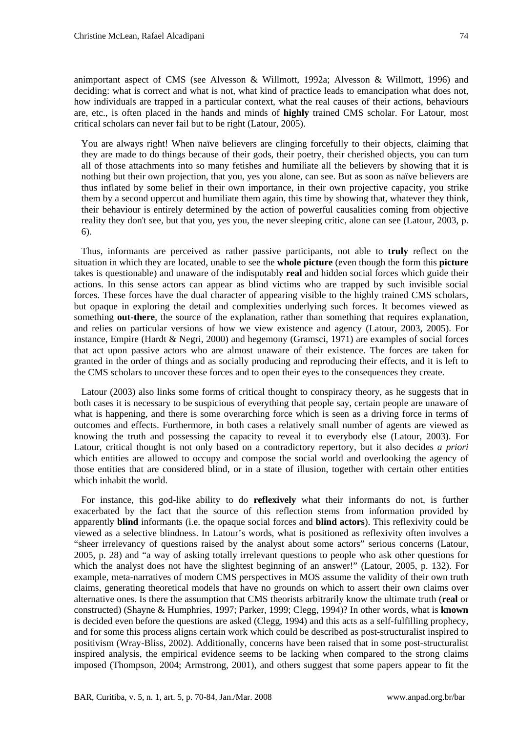animportant aspect of CMS (see Alvesson & Willmott, 1992a; Alvesson & Willmott, 1996) and deciding: what is correct and what is not, what kind of practice leads to emancipation what does not, how individuals are trapped in a particular context, what the real causes of their actions, behaviours are, etc., is often placed in the hands and minds of **highly** trained CMS scholar. For Latour, most critical scholars can never fail but to be right (Latour, 2005).

> You are always right! When naïve believers are clinging forcefully to their objects, claiming that they are made to do things because of their gods, their poetry, their cherished objects, you can turn all of those attachments into so many fetishes and humiliate all the believers by showing that it is nothing but their own projection, that you, yes you alone, can see. But as soon as naïve believers are thus inflated by some belief in their own importance, in their own projective capacity, you strike them by a second uppercut and humiliate them again, this time by showing that, whatever they think, their behaviour is entirely determined by the action of powerful causalities coming from objective reality they don't see, but that you, yes you, the never sleeping critic, alone can see (Latour, 2003, p. 6).

Thus, informants are perceived as rather passive participants, not able to **truly** reflect on the situation in which they are located, unable to see the **whole picture** (even though the form this **picture** takes is questionable) and unaware of the indisputably **real** and hidden social forces which guide their actions. In this sense actors can appear as blind victims who are trapped by such invisible social forces. These forces have the dual character of appearing visible to the highly trained CMS scholars, but opaque in exploring the detail and complexities underlying such forces. It becomes viewed as something **out-there**, the source of the explanation, rather than something that requires explanation, and relies on particular versions of how we view existence and agency (Latour, 2003, 2005). For instance, Empire (Hardt & Negri, 2000) and hegemony (Gramsci, 1971) are examples of social forces that act upon passive actors who are almost unaware of their existence. The forces are taken for granted in the order of things and as socially producing and reproducing their effects, and it is left to the CMS scholars to uncover these forces and to open their eyes to the consequences they create.

Latour (2003) also links some forms of critical thought to conspiracy theory, as he suggests that in both cases it is necessary to be suspicious of everything that people say, certain people are unaware of what is happening, and there is some overarching force which is seen as a driving force in terms of outcomes and effects. Furthermore, in both cases a relatively small number of agents are viewed as knowing the truth and possessing the capacity to reveal it to everybody else (Latour, 2003). For Latour, critical thought is not only based on a contradictory repertory, but it also decides *a priori* which entities are allowed to occupy and compose the social world and overlooking the agency of those entities that are considered blind, or in a state of illusion, together with certain other entities which inhabit the world.

For instance, this god-like ability to do **reflexively** what their informants do not, is further exacerbated by the fact that the source of this reflection stems from information provided by apparently **blind** informants (i.e. the opaque social forces and **blind actors**). This reflexivity could be viewed as a selective blindness. In Latour's words, what is positioned as reflexivity often involves a "sheer irrelevancy of questions raised by the analyst about some actors" serious concerns (Latour, 2005, p. 28) and "a way of asking totally irrelevant questions to people who ask other questions for which the analyst does not have the slightest beginning of an answer!" (Latour, 2005, p. 132). For example, meta-narratives of modern CMS perspectives in MOS assume the validity of their own truth claims, generating theoretical models that have no grounds on which to assert their own claims over alternative ones. Is there the assumption that CMS theorists arbitrarily know the ultimate truth (**real** or constructed) (Shayne & Humphries, 1997; Parker, 1999; Clegg, 1994)? In other words, what is **known** is decided even before the questions are asked (Clegg, 1994) and this acts as a self-fulfilling prophecy, and for some this process aligns certain work which could be described as post-structuralist inspired to positivism (Wray-Bliss, 2002). Additionally, concerns have been raised that in some post-structuralist inspired analysis, the empirical evidence seems to be lacking when compared to the strong claims imposed (Thompson, 2004; Armstrong, 2001), and others suggest that some papers appear to fit the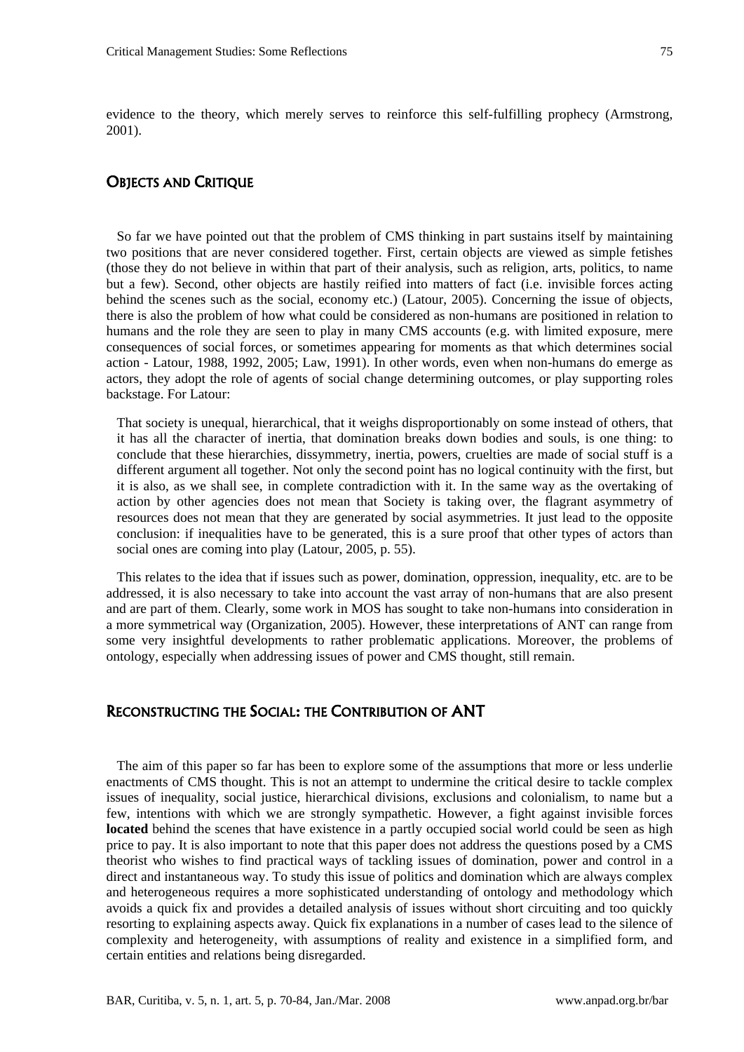evidence to the theory, which merely serves to reinforce this self-fulfilling prophecy (Armstrong, 2001).

## Objects and Critique

So far we have pointed out that the problem of CMS thinking in part sustains itself by maintaining two positions that are never considered together. First, certain objects are viewed as simple fetishes (those they do not believe in within that part of their analysis, such as religion, arts, politics, to name but a few). Second, other objects are hastily reified into matters of fact (i.e. invisible forces acting behind the scenes such as the social, economy etc.) (Latour, 2005). Concerning the issue of objects, there is also the problem of how what could be considered as non-humans are positioned in relation to humans and the role they are seen to play in many CMS accounts (e.g. with limited exposure, mere consequences of social forces, or sometimes appearing for moments as that which determines social action - Latour, 1988, 1992, 2005; Law, 1991). In other words, even when non-humans do emerge as actors, they adopt the role of agents of social change determining outcomes, or play supporting roles backstage. For Latour:

> That society is unequal, hierarchical, that it weighs disproportionably on some instead of others, that it has all the character of inertia, that domination breaks down bodies and souls, is one thing: to conclude that these hierarchies, dissymmetry, inertia, powers, cruelties are made of social stuff is a different argument all together. Not only the second point has no logical continuity with the first, but it is also, as we shall see, in complete contradiction with it. In the same way as the overtaking of action by other agencies does not mean that Society is taking over, the flagrant asymmetry of resources does not mean that they are generated by social asymmetries. It just lead to the opposite conclusion: if inequalities have to be generated, this is a sure proof that other types of actors than social ones are coming into play (Latour, 2005, p. 55).

This relates to the idea that if issues such as power, domination, oppression, inequality, etc. are to be addressed, it is also necessary to take into account the vast array of non-humans that are also present and are part of them. Clearly, some work in MOS has sought to take non-humans into consideration in a more symmetrical way (Organization, 2005). However, these interpretations of ANT can range from some very insightful developments to rather problematic applications. Moreover, the problems of ontology, especially when addressing issues of power and CMS thought, still remain.

## Reconstructing the Social: the Contribution of ANT

The aim of this paper so far has been to explore some of the assumptions that more or less underlie enactments of CMS thought. This is not an attempt to undermine the critical desire to tackle complex issues of inequality, social justice, hierarchical divisions, exclusions and colonialism, to name but a few, intentions with which we are strongly sympathetic. However, a fight against invisible forces **located** behind the scenes that have existence in a partly occupied social world could be seen as high price to pay. It is also important to note that this paper does not address the questions posed by a CMS theorist who wishes to find practical ways of tackling issues of domination, power and control in a direct and instantaneous way. To study this issue of politics and domination which are always complex and heterogeneous requires a more sophisticated understanding of ontology and methodology which avoids a quick fix and provides a detailed analysis of issues without short circuiting and too quickly resorting to explaining aspects away. Quick fix explanations in a number of cases lead to the silence of complexity and heterogeneity, with assumptions of reality and existence in a simplified form, and certain entities and relations being disregarded.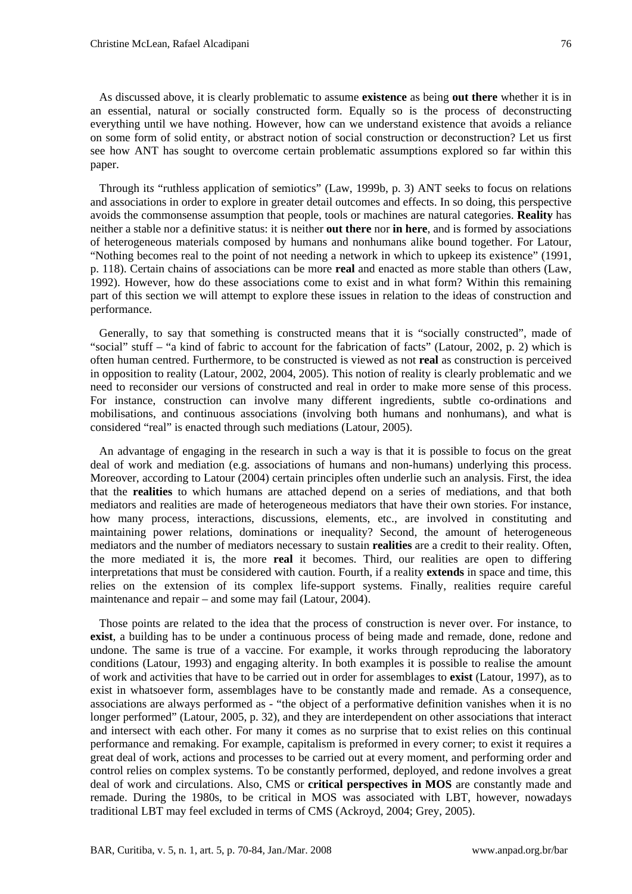As discussed above, it is clearly problematic to assume **existence** as being **out there** whether it is in an essential, natural or socially constructed form. Equally so is the process of deconstructing everything until we have nothing. However, how can we understand existence that avoids a reliance on some form of solid entity, or abstract notion of social construction or deconstruction? Let us first see how ANT has sought to overcome certain problematic assumptions explored so far within this paper.

Through its "ruthless application of semiotics" (Law, 1999b, p. 3) ANT seeks to focus on relations and associations in order to explore in greater detail outcomes and effects. In so doing, this perspective avoids the commonsense assumption that people, tools or machines are natural categories. **Reality** has neither a stable nor a definitive status: it is neither **out there** nor **in here**, and is formed by associations of heterogeneous materials composed by humans and nonhumans alike bound together. For Latour, "Nothing becomes real to the point of not needing a network in which to upkeep its existence" (1991, p. 118). Certain chains of associations can be more **real** and enacted as more stable than others (Law, 1992). However, how do these associations come to exist and in what form? Within this remaining part of this section we will attempt to explore these issues in relation to the ideas of construction and performance.

Generally, to say that something is constructed means that it is "socially constructed", made of "social" stuff – "a kind of fabric to account for the fabrication of facts" (Latour, 2002, p. 2) which is often human centred. Furthermore, to be constructed is viewed as not **real** as construction is perceived in opposition to reality (Latour, 2002, 2004, 2005). This notion of reality is clearly problematic and we need to reconsider our versions of constructed and real in order to make more sense of this process. For instance, construction can involve many different ingredients, subtle co-ordinations and mobilisations, and continuous associations (involving both humans and nonhumans), and what is considered "real" is enacted through such mediations (Latour, 2005).

An advantage of engaging in the research in such a way is that it is possible to focus on the great deal of work and mediation (e.g. associations of humans and non-humans) underlying this process. Moreover, according to Latour (2004) certain principles often underlie such an analysis. First, the idea that the **realities** to which humans are attached depend on a series of mediations, and that both mediators and realities are made of heterogeneous mediators that have their own stories. For instance, how many process, interactions, discussions, elements, etc., are involved in constituting and maintaining power relations, dominations or inequality? Second, the amount of heterogeneous mediators and the number of mediators necessary to sustain **realities** are a credit to their reality. Often, the more mediated it is, the more **real** it becomes. Third, our realities are open to differing interpretations that must be considered with caution. Fourth, if a reality **extends** in space and time, this relies on the extension of its complex life-support systems. Finally, realities require careful maintenance and repair – and some may fail (Latour, 2004).

Those points are related to the idea that the process of construction is never over. For instance, to **exist**, a building has to be under a continuous process of being made and remade, done, redone and undone. The same is true of a vaccine. For example, it works through reproducing the laboratory conditions (Latour, 1993) and engaging alterity. In both examples it is possible to realise the amount of work and activities that have to be carried out in order for assemblages to **exist** (Latour, 1997), as to exist in whatsoever form, assemblages have to be constantly made and remade. As a consequence, associations are always performed as - "the object of a performative definition vanishes when it is no longer performed" (Latour, 2005, p. 32), and they are interdependent on other associations that interact and intersect with each other. For many it comes as no surprise that to exist relies on this continual performance and remaking. For example, capitalism is preformed in every corner; to exist it requires a great deal of work, actions and processes to be carried out at every moment, and performing order and control relies on complex systems. To be constantly performed, deployed, and redone involves a great deal of work and circulations. Also, CMS or **critical perspectives in MOS** are constantly made and remade. During the 1980s, to be critical in MOS was associated with LBT, however, nowadays traditional LBT may feel excluded in terms of CMS (Ackroyd, 2004; Grey, 2005).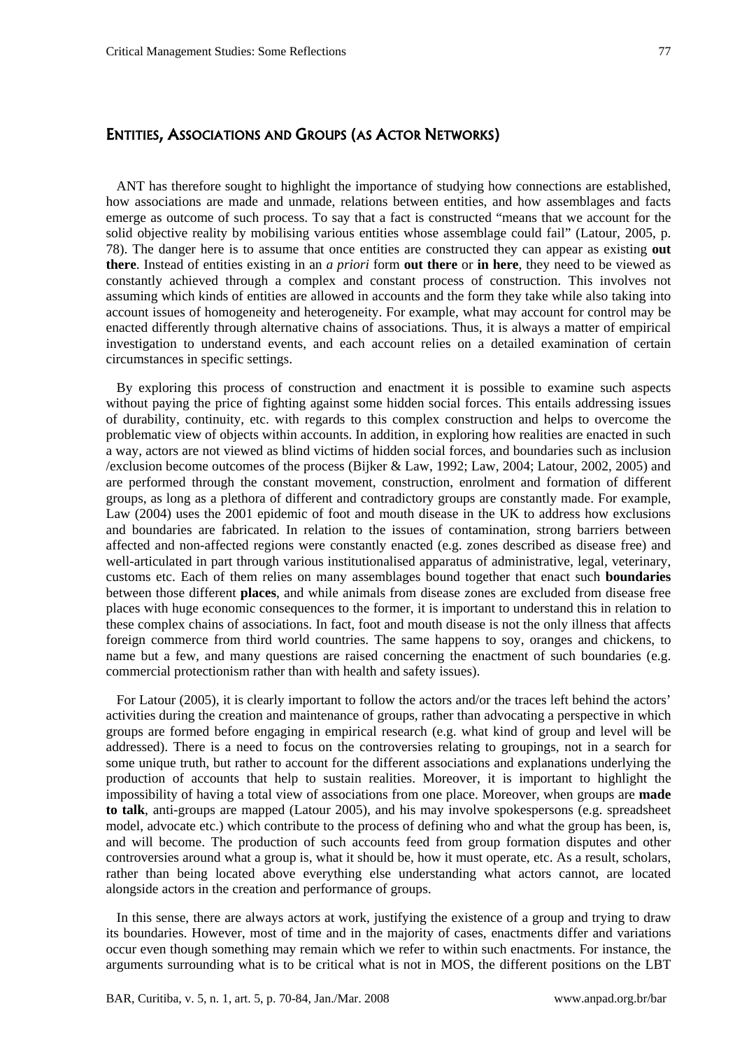## ENTITIES, ASSOCIATIONS AND GROUPS (AS ACTOR NETWORKS)

ANT has therefore sought to highlight the importance of studying how connections are established, how associations are made and unmade, relations between entities, and how assemblages and facts emerge as outcome of such process. To say that a fact is constructed "means that we account for the solid objective reality by mobilising various entities whose assemblage could fail" (Latour, 2005, p. 78). The danger here is to assume that once entities are constructed they can appear as existing **out there**. Instead of entities existing in an *a priori* form **out there** or **in here**, they need to be viewed as constantly achieved through a complex and constant process of construction. This involves not assuming which kinds of entities are allowed in accounts and the form they take while also taking into account issues of homogeneity and heterogeneity. For example, what may account for control may be enacted differently through alternative chains of associations. Thus, it is always a matter of empirical investigation to understand events, and each account relies on a detailed examination of certain circumstances in specific settings.

By exploring this process of construction and enactment it is possible to examine such aspects without paying the price of fighting against some hidden social forces. This entails addressing issues of durability, continuity, etc. with regards to this complex construction and helps to overcome the problematic view of objects within accounts. In addition, in exploring how realities are enacted in such a way, actors are not viewed as blind victims of hidden social forces, and boundaries such as inclusion /exclusion become outcomes of the process (Bijker & Law, 1992; Law, 2004; Latour, 2002, 2005) and are performed through the constant movement, construction, enrolment and formation of different groups, as long as a plethora of different and contradictory groups are constantly made. For example, Law (2004) uses the 2001 epidemic of foot and mouth disease in the UK to address how exclusions and boundaries are fabricated. In relation to the issues of contamination, strong barriers between affected and non-affected regions were constantly enacted (e.g. zones described as disease free) and well-articulated in part through various institutionalised apparatus of administrative, legal, veterinary, customs etc. Each of them relies on many assemblages bound together that enact such **boundaries** between those different **places**, and while animals from disease zones are excluded from disease free places with huge economic consequences to the former, it is important to understand this in relation to these complex chains of associations. In fact, foot and mouth disease is not the only illness that affects foreign commerce from third world countries. The same happens to soy, oranges and chickens, to name but a few, and many questions are raised concerning the enactment of such boundaries (e.g. commercial protectionism rather than with health and safety issues).

For Latour (2005), it is clearly important to follow the actors and/or the traces left behind the actors' activities during the creation and maintenance of groups, rather than advocating a perspective in which groups are formed before engaging in empirical research (e.g. what kind of group and level will be addressed). There is a need to focus on the controversies relating to groupings, not in a search for some unique truth, but rather to account for the different associations and explanations underlying the production of accounts that help to sustain realities. Moreover, it is important to highlight the impossibility of having a total view of associations from one place. Moreover, when groups are **made to talk**, anti-groups are mapped (Latour 2005), and his may involve spokespersons (e.g. spreadsheet model, advocate etc.) which contribute to the process of defining who and what the group has been, is, and will become. The production of such accounts feed from group formation disputes and other controversies around what a group is, what it should be, how it must operate, etc. As a result, scholars, rather than being located above everything else understanding what actors cannot, are located alongside actors in the creation and performance of groups.

In this sense, there are always actors at work, justifying the existence of a group and trying to draw its boundaries. However, most of time and in the majority of cases, enactments differ and variations occur even though something may remain which we refer to within such enactments. For instance, the arguments surrounding what is to be critical what is not in MOS, the different positions on the LBT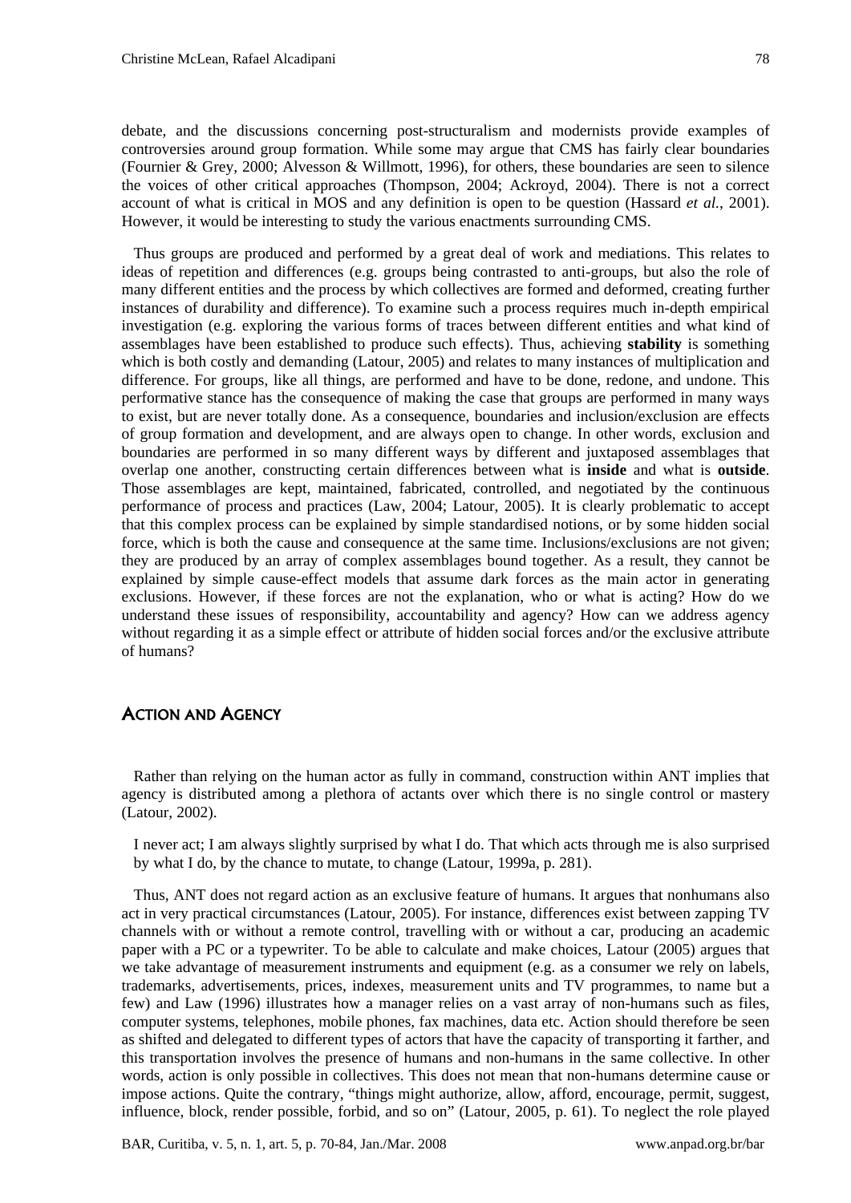debate, and the discussions concerning post-structuralism and modernists provide examples of controversies around group formation. While some may argue that CMS has fairly clear boundaries (Fournier & Grey, 2000; Alvesson & Willmott, 1996), for others, these boundaries are seen to silence the voices of other critical approaches (Thompson, 2004; Ackroyd, 2004). There is not a correct account of what is critical in MOS and any definition is open to be question (Hassard *et al.*, 2001). However, it would be interesting to study the various enactments surrounding CMS.

Thus groups are produced and performed by a great deal of work and mediations. This relates to ideas of repetition and differences (e.g. groups being contrasted to anti-groups, but also the role of many different entities and the process by which collectives are formed and deformed, creating further instances of durability and difference). To examine such a process requires much in-depth empirical investigation (e.g. exploring the various forms of traces between different entities and what kind of assemblages have been established to produce such effects). Thus, achieving **stability** is something which is both costly and demanding (Latour, 2005) and relates to many instances of multiplication and difference. For groups, like all things, are performed and have to be done, redone, and undone. This performative stance has the consequence of making the case that groups are performed in many ways to exist, but are never totally done. As a consequence, boundaries and inclusion/exclusion are effects of group formation and development, and are always open to change. In other words, exclusion and boundaries are performed in so many different ways by different and juxtaposed assemblages that overlap one another, constructing certain differences between what is **inside** and what is **outside**. Those assemblages are kept, maintained, fabricated, controlled, and negotiated by the continuous performance of process and practices (Law, 2004; Latour, 2005). It is clearly problematic to accept that this complex process can be explained by simple standardised notions, or by some hidden social force, which is both the cause and consequence at the same time. Inclusions/exclusions are not given; they are produced by an array of complex assemblages bound together. As a result, they cannot be explained by simple cause-effect models that assume dark forces as the main actor in generating exclusions. However, if these forces are not the explanation, who or what is acting? How do we understand these issues of responsibility, accountability and agency? How can we address agency without regarding it as a simple effect or attribute of hidden social forces and/or the exclusive attribute of humans?

## Action and Agency

Rather than relying on the human actor as fully in command, construction within ANT implies that agency is distributed among a plethora of actants over which there is no single control or mastery (Latour, 2002).

> I never act; I am always slightly surprised by what I do. That which acts through me is also surprised by what I do, by the chance to mutate, to change (Latour, 1999a, p. 281).

Thus, ANT does not regard action as an exclusive feature of humans. It argues that nonhumans also act in very practical circumstances (Latour, 2005). For instance, differences exist between zapping TV channels with or without a remote control, travelling with or without a car, producing an academic paper with a PC or a typewriter. To be able to calculate and make choices, Latour (2005) argues that we take advantage of measurement instruments and equipment (e.g. as a consumer we rely on labels, trademarks, advertisements, prices, indexes, measurement units and TV programmes, to name but a few) and Law (1996) illustrates how a manager relies on a vast array of non-humans such as files, computer systems, telephones, mobile phones, fax machines, data etc. Action should therefore be seen as shifted and delegated to different types of actors that have the capacity of transporting it farther, and this transportation involves the presence of humans and non-humans in the same collective. In other words, action is only possible in collectives. This does not mean that non-humans determine cause or impose actions. Quite the contrary, "things might authorize, allow, afford, encourage, permit, suggest, influence, block, render possible, forbid, and so on" (Latour, 2005, p. 61). To neglect the role played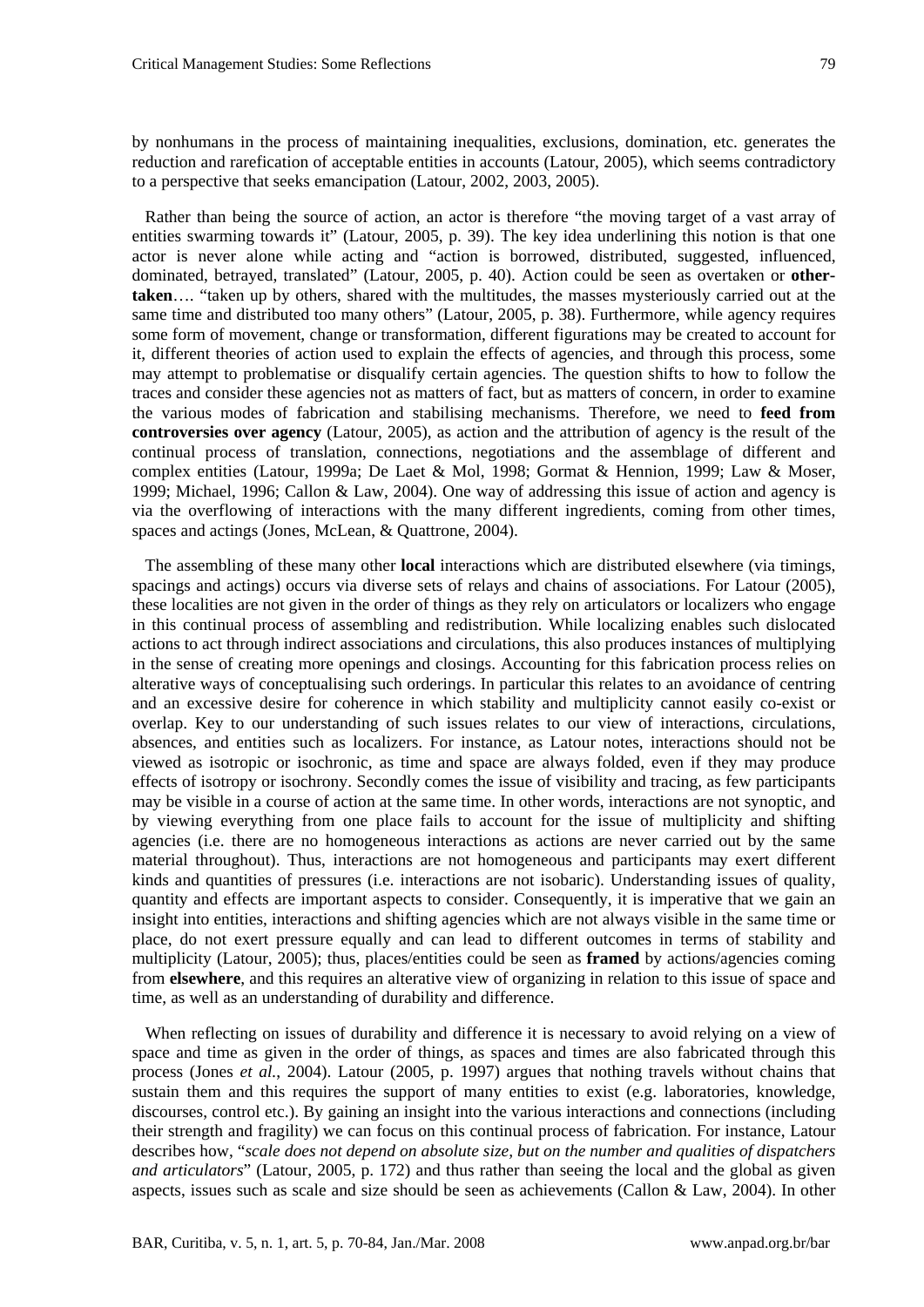by nonhumans in the process of maintaining inequalities, exclusions, domination, etc. generates the reduction and rarefication of acceptable entities in accounts (Latour, 2005), which seems contradictory to a perspective that seeks emancipation (Latour, 2002, 2003, 2005).

Rather than being the source of action, an actor is therefore "the moving target of a vast array of entities swarming towards it" (Latour, 2005, p. 39). The key idea underlining this notion is that one actor is never alone while acting and "action is borrowed, distributed, suggested, influenced, dominated, betrayed, translated" (Latour, 2005, p. 40). Action could be seen as overtaken or **other-taken**…. "taken up by others, shared with the multitudes, the masses mysteriously carried out at the same time and distributed too many others" (Latour, 2005, p. 38). Furthermore, while agency requires some form of movement, change or transformation, different figurations may be created to account for it, different theories of action used to explain the effects of agencies, and through this process, some may attempt to problematise or disqualify certain agencies. The question shifts to how to follow the traces and consider these agencies not as matters of fact, but as matters of concern, in order to examine the various modes of fabrication and stabilising mechanisms. Therefore, we need to **feed from controversies over agency** (Latour, 2005), as action and the attribution of agency is the result of the continual process of translation, connections, negotiations and the assemblage of different and complex entities (Latour, 1999a; De Laet & Mol, 1998; Gormat & Hennion, 1999; Law & Moser, 1999; Michael, 1996; Callon & Law, 2004). One way of addressing this issue of action and agency is via the overflowing of interactions with the many different ingredients, coming from other times, spaces and actings (Jones, McLean, & Quattrone, 2004).

The assembling of these many other **local** interactions which are distributed elsewhere (via timings, spacings and actings) occurs via diverse sets of relays and chains of associations. For Latour (2005), these localities are not given in the order of things as they rely on articulators or localizers who engage in this continual process of assembling and redistribution. While localizing enables such dislocated actions to act through indirect associations and circulations, this also produces instances of multiplying in the sense of creating more openings and closings. Accounting for this fabrication process relies on alterative ways of conceptualising such orderings. In particular this relates to an avoidance of centring and an excessive desire for coherence in which stability and multiplicity cannot easily co-exist or overlap. Key to our understanding of such issues relates to our view of interactions, circulations, absences, and entities such as localizers. For instance, as Latour notes, interactions should not be viewed as isotropic or isochronic, as time and space are always folded, even if they may produce effects of isotropy or isochrony. Secondly comes the issue of visibility and tracing, as few participants may be visible in a course of action at the same time. In other words, interactions are not synoptic, and by viewing everything from one place fails to account for the issue of multiplicity and shifting agencies (i.e. there are no homogeneous interactions as actions are never carried out by the same material throughout). Thus, interactions are not homogeneous and participants may exert different kinds and quantities of pressures (i.e. interactions are not isobaric). Understanding issues of quality, quantity and effects are important aspects to consider. Consequently, it is imperative that we gain an insight into entities, interactions and shifting agencies which are not always visible in the same time or place, do not exert pressure equally and can lead to different outcomes in terms of stability and multiplicity (Latour, 2005); thus, places/entities could be seen as **framed** by actions/agencies coming from **elsewhere**, and this requires an alterative view of organizing in relation to this issue of space and time, as well as an understanding of durability and difference.

When reflecting on issues of durability and difference it is necessary to avoid relying on a view of space and time as given in the order of things, as spaces and times are also fabricated through this process (Jones *et al.*, 2004). Latour (2005, p. 1997) argues that nothing travels without chains that sustain them and this requires the support of many entities to exist (e.g. laboratories, knowledge, discourses, control etc.). By gaining an insight into the various interactions and connections (including their strength and fragility) we can focus on this continual process of fabrication. For instance, Latour describes how, "*scale does not depend on absolute size, but on the number and qualities of dispatchers and articulators*" (Latour, 2005, p. 172) and thus rather than seeing the local and the global as given aspects, issues such as scale and size should be seen as achievements (Callon & Law, 2004). In other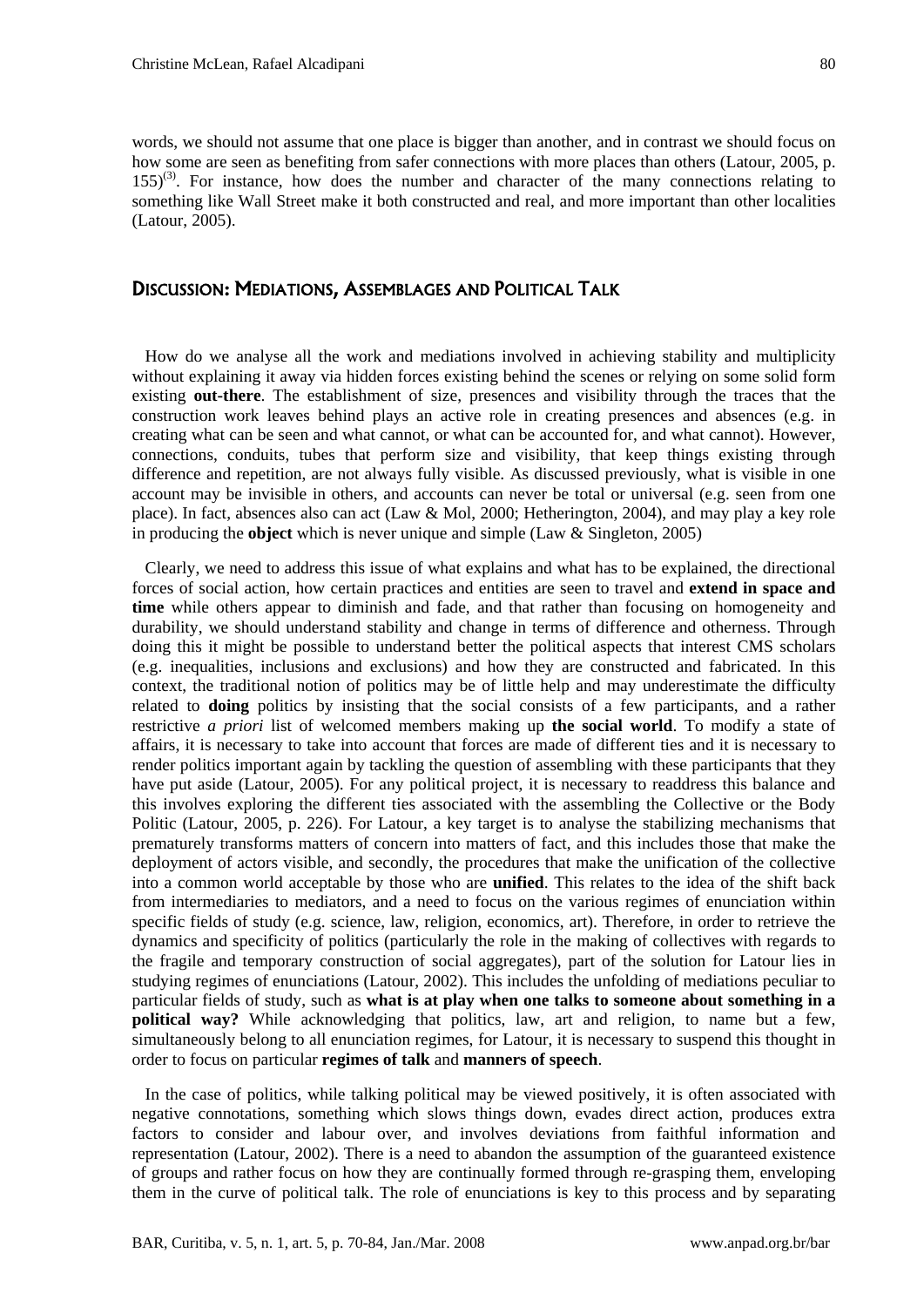words, we should not assume that one place is bigger than another, and in contrast we should focus on how some are seen as benefiting from safer connections with more places than others (Latour, 2005, p. 155)[(3)]. For instance, how does the number and character of the many connections relating to something like Wall Street make it both constructed and real, and more important than other localities (Latour, 2005).

## Discussion: Mediations, Assemblages and Political Talk

How do we analyse all the work and mediations involved in achieving stability and multiplicity without explaining it away via hidden forces existing behind the scenes or relying on some solid form existing **out-there**. The establishment of size, presences and visibility through the traces that the construction work leaves behind plays an active role in creating presences and absences (e.g. in creating what can be seen and what cannot, or what can be accounted for, and what cannot). However, connections, conduits, tubes that perform size and visibility, that keep things existing through difference and repetition, are not always fully visible. As discussed previously, what is visible in one account may be invisible in others, and accounts can never be total or universal (e.g. seen from one place). In fact, absences also can act (Law & Mol, 2000; Hetherington, 2004), and may play a key role in producing the **object** which is never unique and simple (Law & Singleton, 2005)

Clearly, we need to address this issue of what explains and what has to be explained, the directional forces of social action, how certain practices and entities are seen to travel and **extend in space and time** while others appear to diminish and fade, and that rather than focusing on homogeneity and durability, we should understand stability and change in terms of difference and otherness. Through doing this it might be possible to understand better the political aspects that interest CMS scholars (e.g. inequalities, inclusions and exclusions) and how they are constructed and fabricated. In this context, the traditional notion of politics may be of little help and may underestimate the difficulty related to **doing** politics by insisting that the social consists of a few participants, and a rather restrictive *a priori* list of welcomed members making up **the social world**. To modify a state of affairs, it is necessary to take into account that forces are made of different ties and it is necessary to render politics important again by tackling the question of assembling with these participants that they have put aside (Latour, 2005). For any political project, it is necessary to readdress this balance and this involves exploring the different ties associated with the assembling the Collective or the Body Politic (Latour, 2005, p. 226). For Latour, a key target is to analyse the stabilizing mechanisms that prematurely transforms matters of concern into matters of fact, and this includes those that make the deployment of actors visible, and secondly, the procedures that make the unification of the collective into a common world acceptable by those who are **unified**. This relates to the idea of the shift back from intermediaries to mediators, and a need to focus on the various regimes of enunciation within specific fields of study (e.g. science, law, religion, economics, art). Therefore, in order to retrieve the dynamics and specificity of politics (particularly the role in the making of collectives with regards to the fragile and temporary construction of social aggregates), part of the solution for Latour lies in studying regimes of enunciations (Latour, 2002). This includes the unfolding of mediations peculiar to particular fields of study, such as **what is at play when one talks to someone about something in a political way?** While acknowledging that politics, law, art and religion, to name but a few, simultaneously belong to all enunciation regimes, for Latour, it is necessary to suspend this thought in order to focus on particular **regimes of talk** and **manners of speech**.

In the case of politics, while talking political may be viewed positively, it is often associated with negative connotations, something which slows things down, evades direct action, produces extra factors to consider and labour over, and involves deviations from faithful information and representation (Latour, 2002). There is a need to abandon the assumption of the guaranteed existence of groups and rather focus on how they are continually formed through re-grasping them, enveloping them in the curve of political talk. The role of enunciations is key to this process and by separating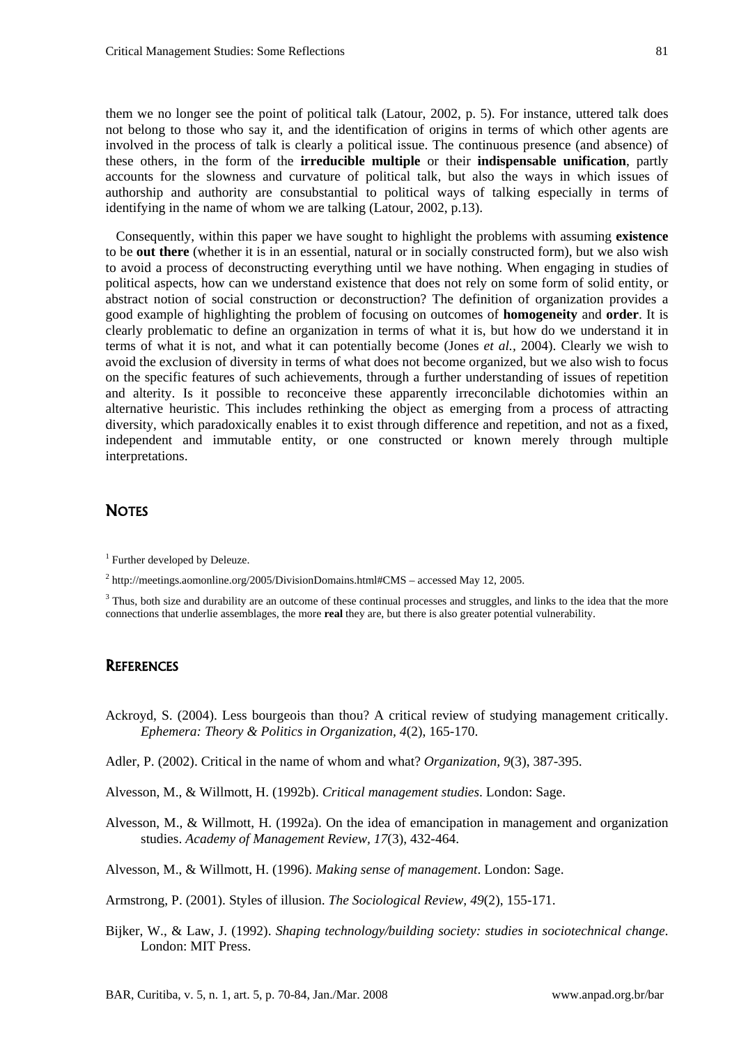them we no longer see the point of political talk (Latour, 2002, p. 5). For instance, uttered talk does not belong to those who say it, and the identification of origins in terms of which other agents are involved in the process of talk is clearly a political issue. The continuous presence (and absence) of these others, in the form of the **irreducible multiple** or their **indispensable unification**, partly accounts for the slowness and curvature of political talk, but also the ways in which issues of authorship and authority are consubstantial to political ways of talking especially in terms of identifying in the name of whom we are talking (Latour, 2002, p.13).

Consequently, within this paper we have sought to highlight the problems with assuming **existence** to be **out there** (whether it is in an essential, natural or in socially constructed form), but we also wish to avoid a process of deconstructing everything until we have nothing. When engaging in studies of political aspects, how can we understand existence that does not rely on some form of solid entity, or abstract notion of social construction or deconstruction? The definition of organization provides a good example of highlighting the problem of focusing on outcomes of **homogeneity** and **order**. It is clearly problematic to define an organization in terms of what it is, but how do we understand it in terms of what it is not, and what it can potentially become (Jones *et al.*, 2004). Clearly we wish to avoid the exclusion of diversity in terms of what does not become organized, but we also wish to focus on the specific features of such achievements, through a further understanding of issues of repetition and alterity. Is it possible to reconceive these apparently irreconcilable dichotomies within an alternative heuristic. This includes rethinking the object as emerging from a process of attracting diversity, which paradoxically enables it to exist through difference and repetition, and not as a fixed, independent and immutable entity, or one constructed or known merely through multiple interpretations.

## NOTES

[1] Further developed by Deleuze.

[2] http://meetings.aomonline.org/2005/DivisionDomains.html#CMS – accessed May 12, 2005.

[3] Thus, both size and durability are an outcome of these continual processes and struggles, and links to the idea that the more connections that underlie assemblages, the more **real** they are, but there is also greater potential vulnerability.

## REFERENCES

Ackroyd, S. (2004). Less bourgeois than thou? A critical review of studying management critically. *Ephemera: Theory & Politics in Organization*, *4*(2), 165-170.

Adler, P. (2002). Critical in the name of whom and what? *Organization, 9*(3), 387-395.

Alvesson, M., & Willmott, H. (1992b). *Critical management studies*. London: Sage.

Alvesson, M., & Willmott, H. (1992a). On the idea of emancipation in management and organization studies. *Academy of Management Review*, *17*(3), 432-464.

Alvesson, M., & Willmott, H. (1996). *Making sense of management*. London: Sage.

Armstrong, P. (2001). Styles of illusion. *The Sociological Review, 49*(2), 155-171.

Bijker, W., & Law, J. (1992). *Shaping technology/building society: studies in sociotechnical change*. London: MIT Press.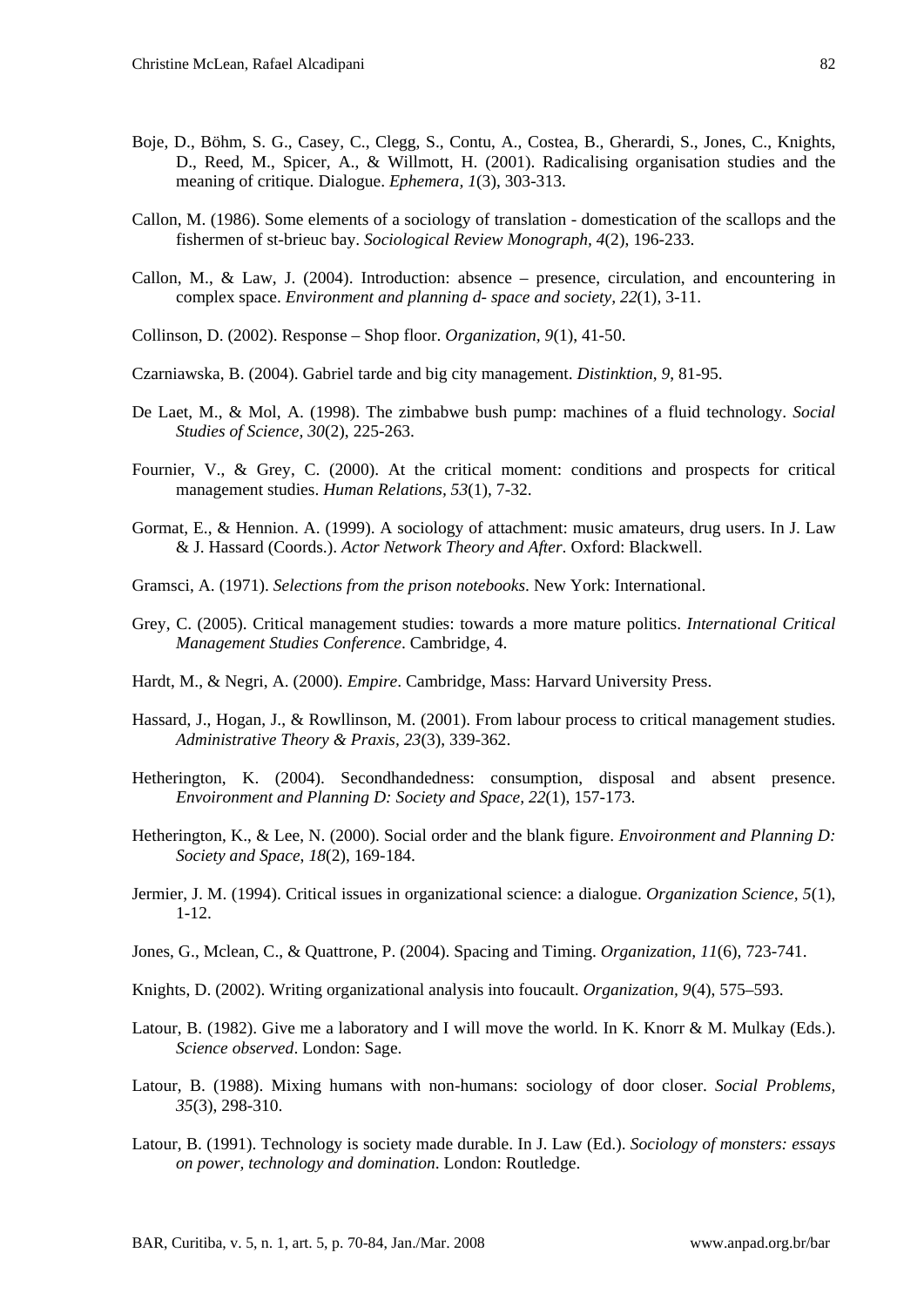Boje, D., Böhm, S. G., Casey, C., Clegg, S., Contu, A., Costea, B., Gherardi, S., Jones, C., Knights, D., Reed, M., Spicer, A., & Willmott, H. (2001). Radicalising organisation studies and the meaning of critique. Dialogue. *Ephemera, 1*(3), 303-313.

Callon, M. (1986). Some elements of a sociology of translation - domestication of the scallops and the fishermen of st-brieuc bay. *Sociological Review Monograph, 4*(2), 196-233.

Callon, M., & Law, J. (2004). Introduction: absence – presence, circulation, and encountering in complex space. *Environment and planning d- space and society, 22*(1), 3-11.

Collinson, D. (2002). Response – Shop floor. *Organization, 9*(1), 41-50.

Czarniawska, B. (2004). Gabriel tarde and big city management. *Distinktion, 9*, 81-95.

De Laet, M., & Mol, A. (1998). The zimbabwe bush pump: machines of a fluid technology. *Social Studies of Science, 30*(2), 225-263.

Fournier, V., & Grey, C. (2000). At the critical moment: conditions and prospects for critical management studies. *Human Relations, 53*(1), 7-32.

Gormat, E., & Hennion. A. (1999). A sociology of attachment: music amateurs, drug users. In J. Law & J. Hassard (Coords.). *Actor Network Theory and After*. Oxford: Blackwell.

Gramsci, A. (1971). *Selections from the prison notebooks*. New York: International.

Grey, C. (2005). Critical management studies: towards a more mature politics. *International Critical Management Studies Conference*. Cambridge, 4.

Hardt, M., & Negri, A. (2000). *Empire*. Cambridge, Mass: Harvard University Press.

Hassard, J., Hogan, J., & Rowllinson, M. (2001). From labour process to critical management studies. *Administrative Theory & Praxis, 23*(3), 339-362.

Hetherington, K. (2004). Secondhandedness: consumption, disposal and absent presence. *Envoironment and Planning D: Society and Space, 22*(1), 157-173.

Hetherington, K., & Lee, N. (2000). Social order and the blank figure. *Envoironment and Planning D: Society and Space, 18*(2), 169-184.

Jermier, J. M. (1994). Critical issues in organizational science: a dialogue. *Organization Science, 5*(1), 1-12.

Jones, G., Mclean, C., & Quattrone, P. (2004). Spacing and Timing. *Organization, 11*(6), 723-741.

Knights, D. (2002). Writing organizational analysis into foucault. *Organization, 9*(4), 575–593.

Latour, B. (1982). Give me a laboratory and I will move the world. In K. Knorr & M. Mulkay (Eds.). *Science observed*. London: Sage.

Latour, B. (1988). Mixing humans with non-humans: sociology of door closer. *Social Problems, 35*(3), 298-310.

Latour, B. (1991). Technology is society made durable. In J. Law (Ed.). *Sociology of monsters: essays on power, technology and domination*. London: Routledge.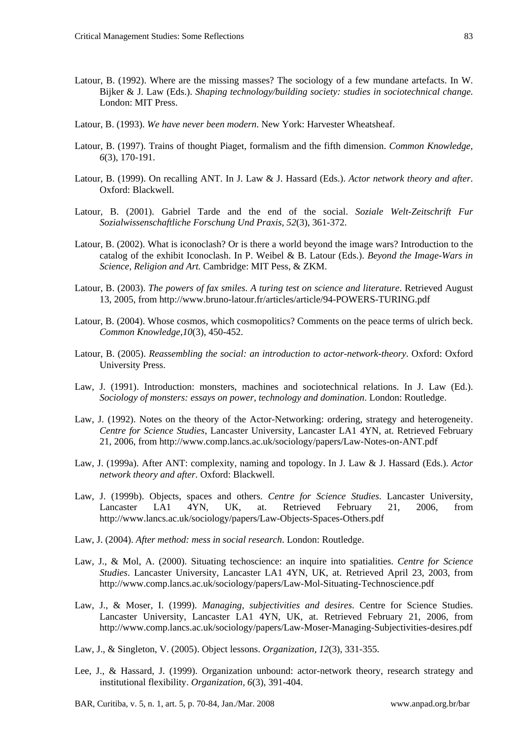Latour, B. (1992). Where are the missing masses? The sociology of a few mundane artefacts. In W. Bijker & J. Law (Eds.). *Shaping technology/building society: studies in sociotechnical change.* London: MIT Press.

Latour, B. (1993). *We have never been modern*. New York: Harvester Wheatsheaf.

Latour, B. (1997). Trains of thought Piaget, formalism and the fifth dimension. *Common Knowledge, 6*(3), 170-191.

Latour, B. (1999). On recalling ANT. In J. Law & J. Hassard (Eds.). *Actor network theory and after*. Oxford: Blackwell.

Latour, B. (2001). Gabriel Tarde and the end of the social. *Soziale Welt-Zeitschrift Fur Sozialwissenschaftliche Forschung Und Praxis, 52*(3), 361-372.

Latour, B. (2002). What is iconoclash? Or is there a world beyond the image wars? Introduction to the catalog of the exhibit Iconoclash. In P. Weibel & B. Latour (Eds.). *Beyond the Image-Wars in Science, Religion and Art.* Cambridge: MIT Pess, & ZKM.

Latour, B. (2003). *The powers of fax smiles. A turing test on science and literature*. Retrieved August 13, 2005, from http://www.bruno-latour.fr/articles/article/94-POWERS-TURING.pdf

Latour, B. (2004). Whose cosmos, which cosmopolitics? Comments on the peace terms of ulrich beck. *Common Knowledge,10*(3), 450-452.

Latour, B. (2005). *Reassembling the social: an introduction to actor-network-theory*. Oxford: Oxford University Press.

Law, J. (1991). Introduction: monsters, machines and sociotechnical relations. In J. Law (Ed.). *Sociology of monsters: essays on power, technology and domination*. London: Routledge.

Law, J. (1992). Notes on the theory of the Actor-Networking: ordering, strategy and heterogeneity. *Centre for Science Studies*, Lancaster University, Lancaster LA1 4YN, at. Retrieved February 21, 2006, from http://www.comp.lancs.ac.uk/sociology/papers/Law-Notes-on-ANT.pdf

Law, J. (1999a). After ANT: complexity, naming and topology. In J. Law & J. Hassard (Eds.). *Actor network theory and after*. Oxford: Blackwell.

Law, J. (1999b). Objects, spaces and others. *Centre for Science Studies*. Lancaster University, Lancaster LA1 4YN, UK, at. Retrieved February 21, 2006, from http://www.lancs.ac.uk/sociology/papers/Law-Objects-Spaces-Others.pdf

Law, J. (2004). *After method: mess in social research*. London: Routledge.

Law, J., & Mol, A. (2000). Situating techoscience: an inquire into spatialities. *Centre for Science Studies*. Lancaster University, Lancaster LA1 4YN, UK, at. Retrieved April 23, 2003, from http://www.comp.lancs.ac.uk/sociology/papers/Law-Mol-Situating-Technoscience.pdf

Law, J., & Moser, I. (1999). *Managing, subjectivities and desires*. Centre for Science Studies. Lancaster University, Lancaster LA1 4YN, UK, at. Retrieved February 21, 2006, from http://www.comp.lancs.ac.uk/sociology/papers/Law-Moser-Managing-Subjectivities-desires.pdf

Law, J., & Singleton, V. (2005). Object lessons. *Organization, 12*(3), 331-355.

Lee, J., & Hassard, J. (1999). Organization unbound: actor-network theory, research strategy and institutional flexibility. *Organization, 6*(3), 391-404.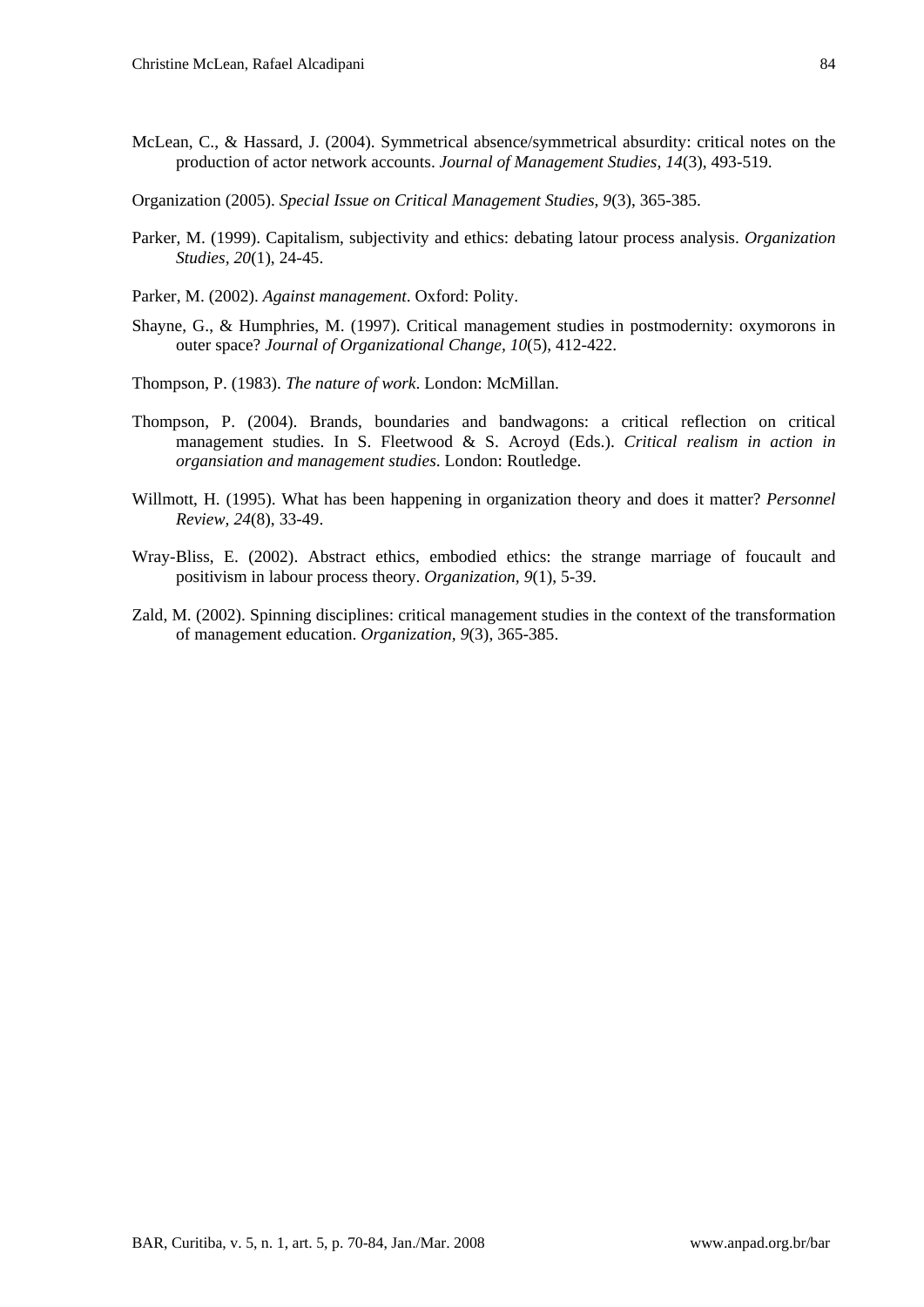McLean, C., & Hassard, J. (2004). Symmetrical absence/symmetrical absurdity: critical notes on the production of actor network accounts. *Journal of Management Studies*, *14*(3), 493-519.

Organization (2005). *Special Issue on Critical Management Studies*, *9*(3), 365-385.

Parker, M. (1999). Capitalism, subjectivity and ethics: debating latour process analysis. *Organization Studies*, *20*(1), 24-45.

Parker, M. (2002). *Against management*. Oxford: Polity.

Shayne, G., & Humphries, M. (1997). Critical management studies in postmodernity: oxymorons in outer space? *Journal of Organizational Change*, *10*(5), 412-422.

Thompson, P. (1983). *The nature of work*. London: McMillan.

Thompson, P. (2004). Brands, boundaries and bandwagons: a critical reflection on critical management studies. In S. Fleetwood & S. Acroyd (Eds.). *Critical realism in action in organsiation and management studies*. London: Routledge.

Willmott, H. (1995). What has been happening in organization theory and does it matter? *Personnel Review*, *24*(8), 33-49.

Wray-Bliss, E. (2002). Abstract ethics, embodied ethics: the strange marriage of foucault and positivism in labour process theory. *Organization*, *9*(1), 5-39.

Zald, M. (2002). Spinning disciplines: critical management studies in the context of the transformation of management education. *Organization*, *9*(3), 365-385.